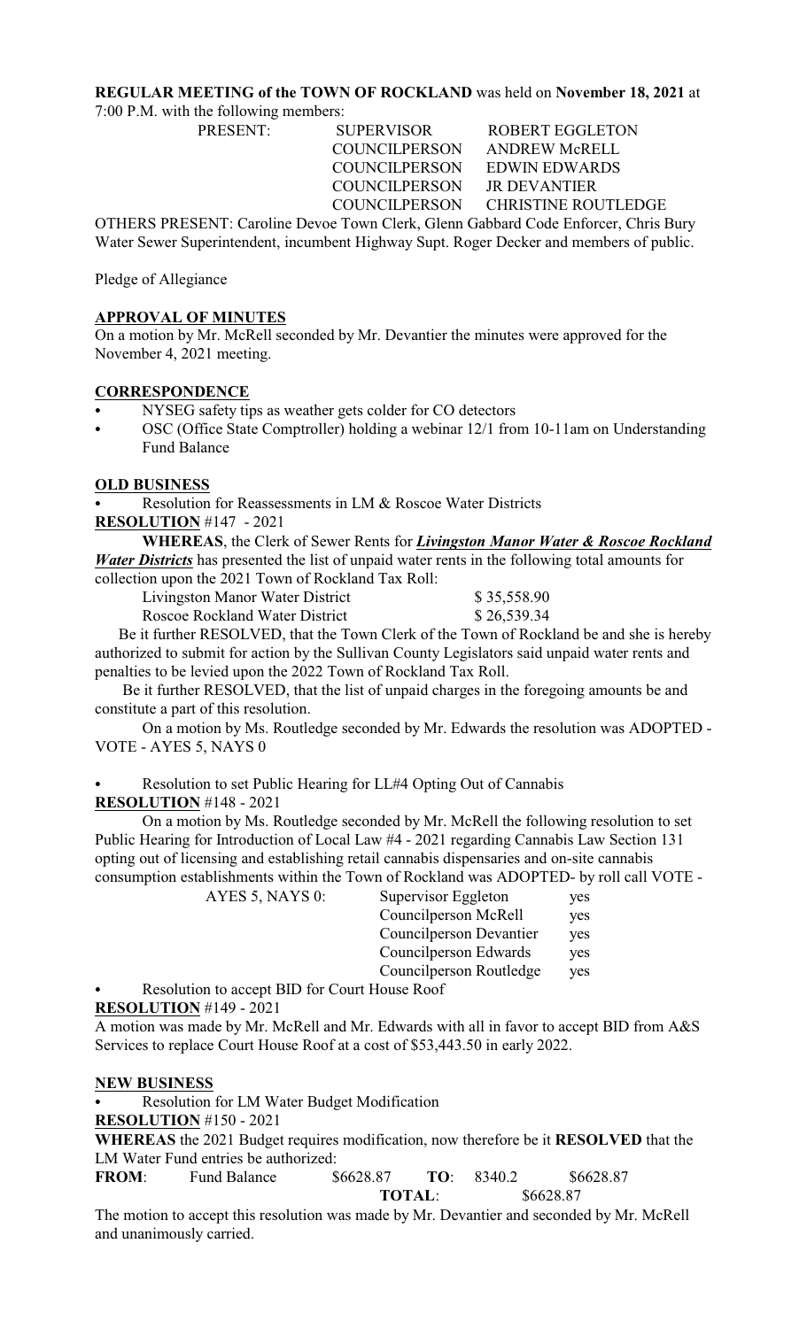**REGULAR MEETING of the TOWN OF ROCKLAND** was held on **November 18, 2021** at 7:00 P.M. with the following members:

| PRESENT: | SUPERVISOR | ROBERT EGGLETON |
|---|---|---|
| | COUNCILPERSON | ANDREW McRELL |
| | COUNCILPERSON | EDWIN EDWARDS |
| | COUNCILPERSON | JR DEVANTIER |
| | COUNCILPERSON | CHRISTINE ROUTLEDGE |

OTHERS PRESENT: Caroline Devoe Town Clerk, Glenn Gabbard Code Enforcer, Chris Bury Water Sewer Superintendent, incumbent Highway Supt. Roger Decker and members of public.

Pledge of Allegiance

## APPROVAL OF MINUTES

On a motion by Mr. McRell seconded by Mr. Devantier the minutes were approved for the November 4, 2021 meeting.

## CORRESPONDENCE

- NYSEG safety tips as weather gets colder for CO detectors
- OSC (Office State Comptroller) holding a webinar 12/1 from 10-11am on Understanding Fund Balance

## OLD BUSINESS

- Resolution for Reassessments in LM & Roscoe Water Districts

**RESOLUTION** #147 - 2021

**WHEREAS**, the Clerk of Sewer Rents for ***Livingston Manor Water & Roscoe Rockland Water Districts*** has presented the list of unpaid water rents in the following total amounts for collection upon the 2021 Town of Rockland Tax Roll:

| | |
|---|---|
| Livingston Manor Water District | \$ 35,558.90 |
| Roscoe Rockland Water District | \$ 26,539.34 |

Be it further RESOLVED, that the Town Clerk of the Town of Rockland be and she is hereby authorized to submit for action by the Sullivan County Legislators said unpaid water rents and penalties to be levied upon the 2022 Town of Rockland Tax Roll.

Be it further RESOLVED, that the list of unpaid charges in the foregoing amounts be and constitute a part of this resolution.

On a motion by Ms. Routledge seconded by Mr. Edwards the resolution was ADOPTED - VOTE - AYES 5, NAYS 0

- Resolution to set Public Hearing for LL#4 Opting Out of Cannabis

**RESOLUTION** #148 - 2021

On a motion by Ms. Routledge seconded by Mr. McRell the following resolution to set Public Hearing for Introduction of Local Law #4 - 2021 regarding Cannabis Law Section 131 opting out of licensing and establishing retail cannabis dispensaries and on-site cannabis consumption establishments within the Town of Rockland was ADOPTED- by roll call VOTE -

| AYES 5, NAYS 0: | Supervisor Eggleton | yes |
|---|---|---|
| | Councilperson McRell | yes |
| | Councilperson Devantier | yes |
| | Councilperson Edwards | yes |
| | Councilperson Routledge | yes |

- Resolution to accept BID for Court House Roof

**RESOLUTION** #149 - 2021

A motion was made by Mr. McRell and Mr. Edwards with all in favor to accept BID from A&S Services to replace Court House Roof at a cost of \$53,443.50 in early 2022.

## NEW BUSINESS

- Resolution for LM Water Budget Modification

**RESOLUTION** #150 - 2021

**WHEREAS** the 2021 Budget requires modification, now therefore be it **RESOLVED** that the LM Water Fund entries be authorized:

| **FROM**: | Fund Balance | \$6628.87 | **TO**: | 8340.2 | \$6628.87 |
|---|---|---|---|---|---|
| | | | **TOTAL**: | | \$6628.87 |

The motion to accept this resolution was made by Mr. Devantier and seconded by Mr. McRell and unanimously carried.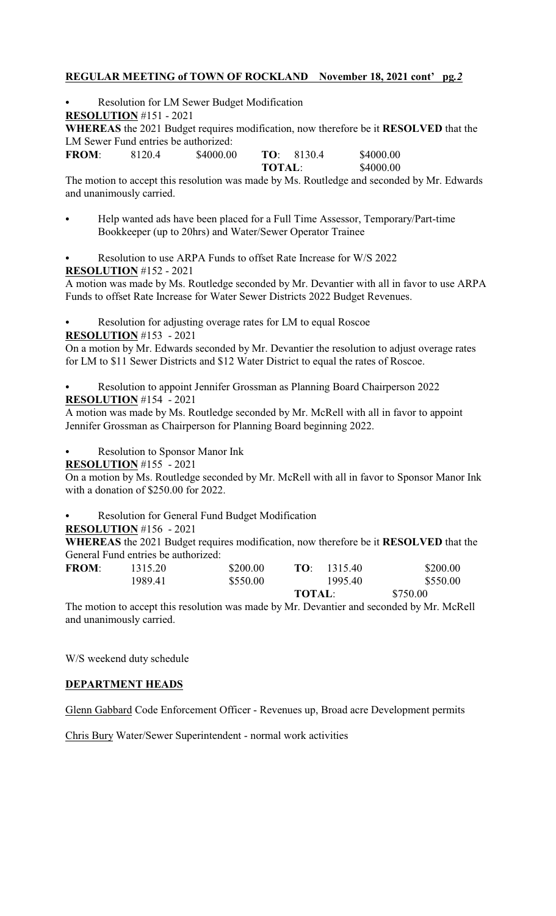**REGULAR MEETING of TOWN OF ROCKLAND November 18, 2021 cont' pg.*2***

- Resolution for LM Sewer Budget Modification

**RESOLUTION** #151 - 2021

**WHEREAS** the 2021 Budget requires modification, now therefore be it **RESOLVED** that the LM Sewer Fund entries be authorized:

| **FROM**: | 8120.4 | \$4000.00 | **TO**: | 8130.4 | \$4000.00 |
|---|---|---|---|---|---|
| | | | **TOTAL**: | | \$4000.00 |

The motion to accept this resolution was made by Ms. Routledge and seconded by Mr. Edwards and unanimously carried.

- Help wanted ads have been placed for a Full Time Assessor, Temporary/Part-time Bookkeeper (up to 20hrs) and Water/Sewer Operator Trainee

- Resolution to use ARPA Funds to offset Rate Increase for W/S 2022

**RESOLUTION** #152 - 2021

A motion was made by Ms. Routledge seconded by Mr. Devantier with all in favor to use ARPA Funds to offset Rate Increase for Water Sewer Districts 2022 Budget Revenues.

- Resolution for adjusting overage rates for LM to equal Roscoe

**RESOLUTION** #153 - 2021

On a motion by Mr. Edwards seconded by Mr. Devantier the resolution to adjust overage rates for LM to \$11 Sewer Districts and \$12 Water District to equal the rates of Roscoe.

- Resolution to appoint Jennifer Grossman as Planning Board Chairperson 2022

**RESOLUTION** #154 - 2021

A motion was made by Ms. Routledge seconded by Mr. McRell with all in favor to appoint Jennifer Grossman as Chairperson for Planning Board beginning 2022.

- Resolution to Sponsor Manor Ink

**RESOLUTION** #155 - 2021

On a motion by Ms. Routledge seconded by Mr. McRell with all in favor to Sponsor Manor Ink with a donation of \$250.00 for 2022.

- Resolution for General Fund Budget Modification

**RESOLUTION** #156 - 2021

**WHEREAS** the 2021 Budget requires modification, now therefore be it **RESOLVED** that the General Fund entries be authorized:

| **FROM**: | 1315.20 | \$200.00 | **TO**: | 1315.40 | \$200.00 |
|---|---|---|---|---|---|
| | 1989.41 | \$550.00 | | 1995.40 | \$550.00 |
| | | | **TOTAL**: | | \$750.00 |

The motion to accept this resolution was made by Mr. Devantier and seconded by Mr. McRell and unanimously carried.

W/S weekend duty schedule

**DEPARTMENT HEADS**

Glenn Gabbard Code Enforcement Officer - Revenues up, Broad acre Development permits

Chris Bury Water/Sewer Superintendent - normal work activities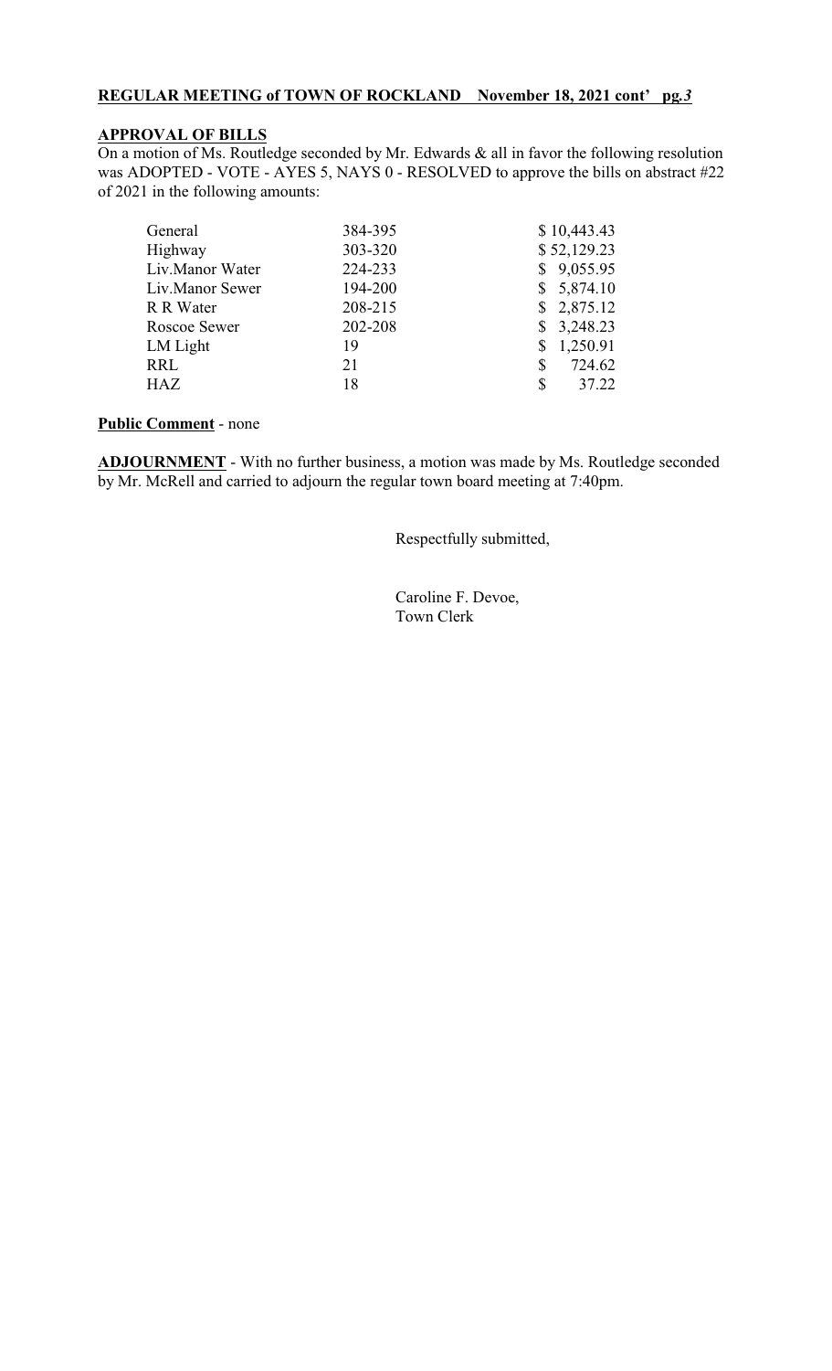**REGULAR MEETING of TOWN OF ROCKLAND November 18, 2021 cont' pg.*3***

**APPROVAL OF BILLS**

On a motion of Ms. Routledge seconded by Mr. Edwards & all in favor the following resolution was ADOPTED - VOTE - AYES 5, NAYS 0 - RESOLVED to approve the bills on abstract #22 of 2021 in the following amounts:

| | | |
|---|---|---|
| General | 384-395 | $ 10,443.43 |
| Highway | 303-320 | $ 52,129.23 |
| Liv.Manor Water | 224-233 | $ 9,055.95 |
| Liv.Manor Sewer | 194-200 | $ 5,874.10 |
| R R Water | 208-215 | $ 2,875.12 |
| Roscoe Sewer | 202-208 | $ 3,248.23 |
| LM Light | 19 | $ 1,250.91 |
| RRL | 21 | $ 724.62 |
| HAZ | 18 | $ 37.22 |

**Public Comment** - none

**ADJOURNMENT** - With no further business, a motion was made by Ms. Routledge seconded by Mr. McRell and carried to adjourn the regular town board meeting at 7:40pm.

Respectfully submitted,

Caroline F. Devoe,
Town Clerk